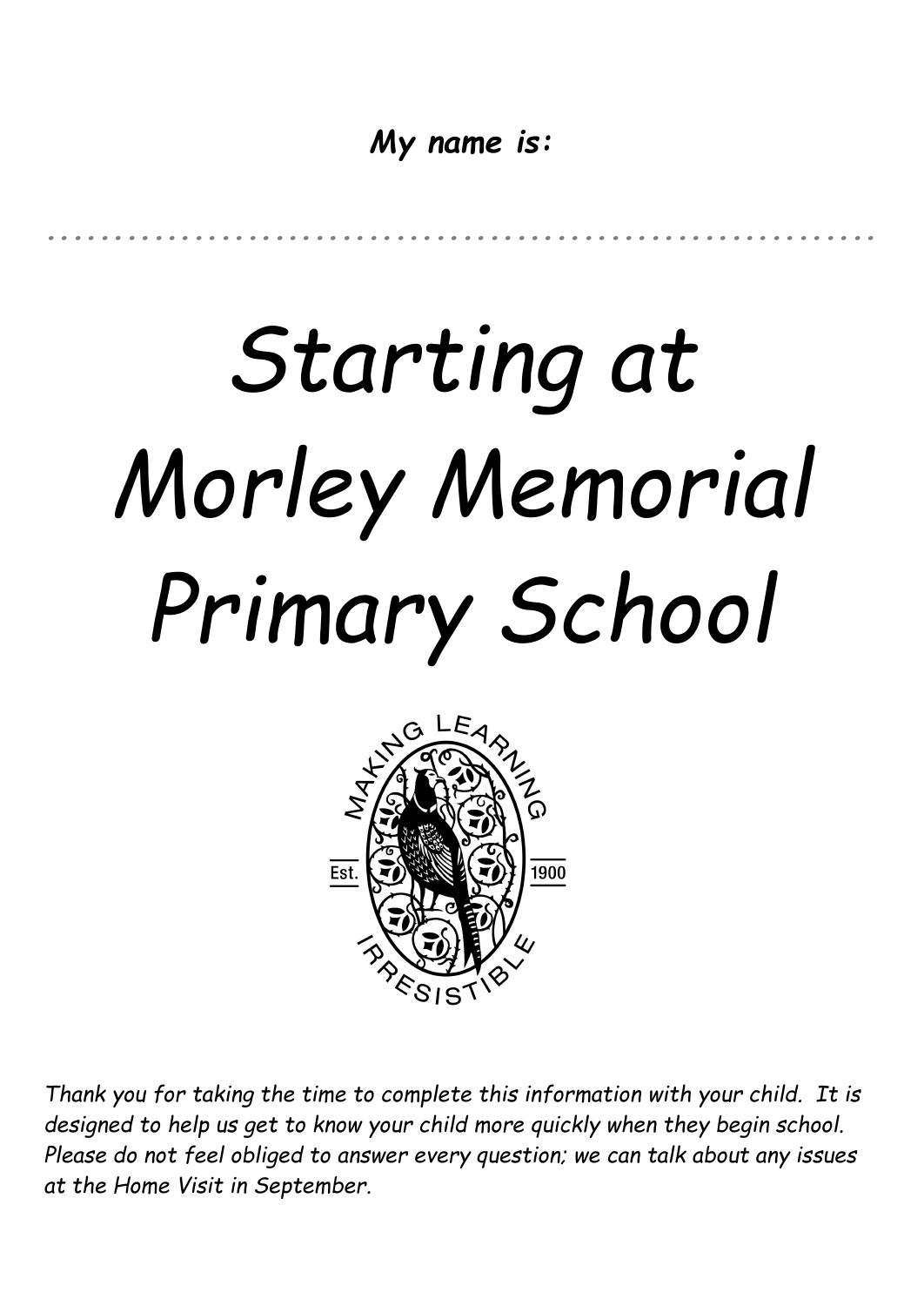***My name is:***

.............................................................................................

# *Starting at Morley Memorial Primary School*

*Thank you for taking the time to complete this information with your child. It is designed to help us get to know your child more quickly when they begin school. Please do not feel obliged to answer every question; we can talk about any issues at the Home Visit in September.*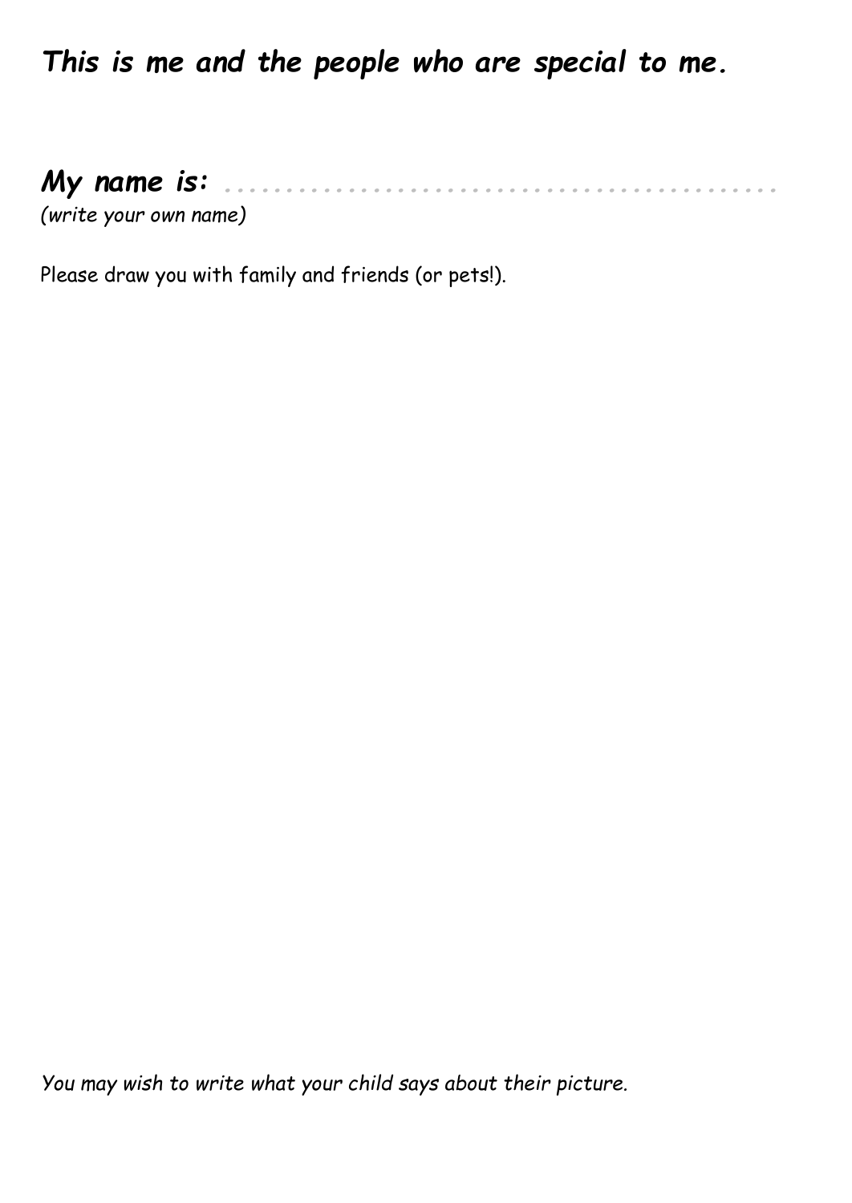# *This is me and the people who are special to me.*

***My name is:*** ........................................

*(write your own name)*

Please draw you with family and friends (or pets!).

*You may wish to write what your child says about their picture.*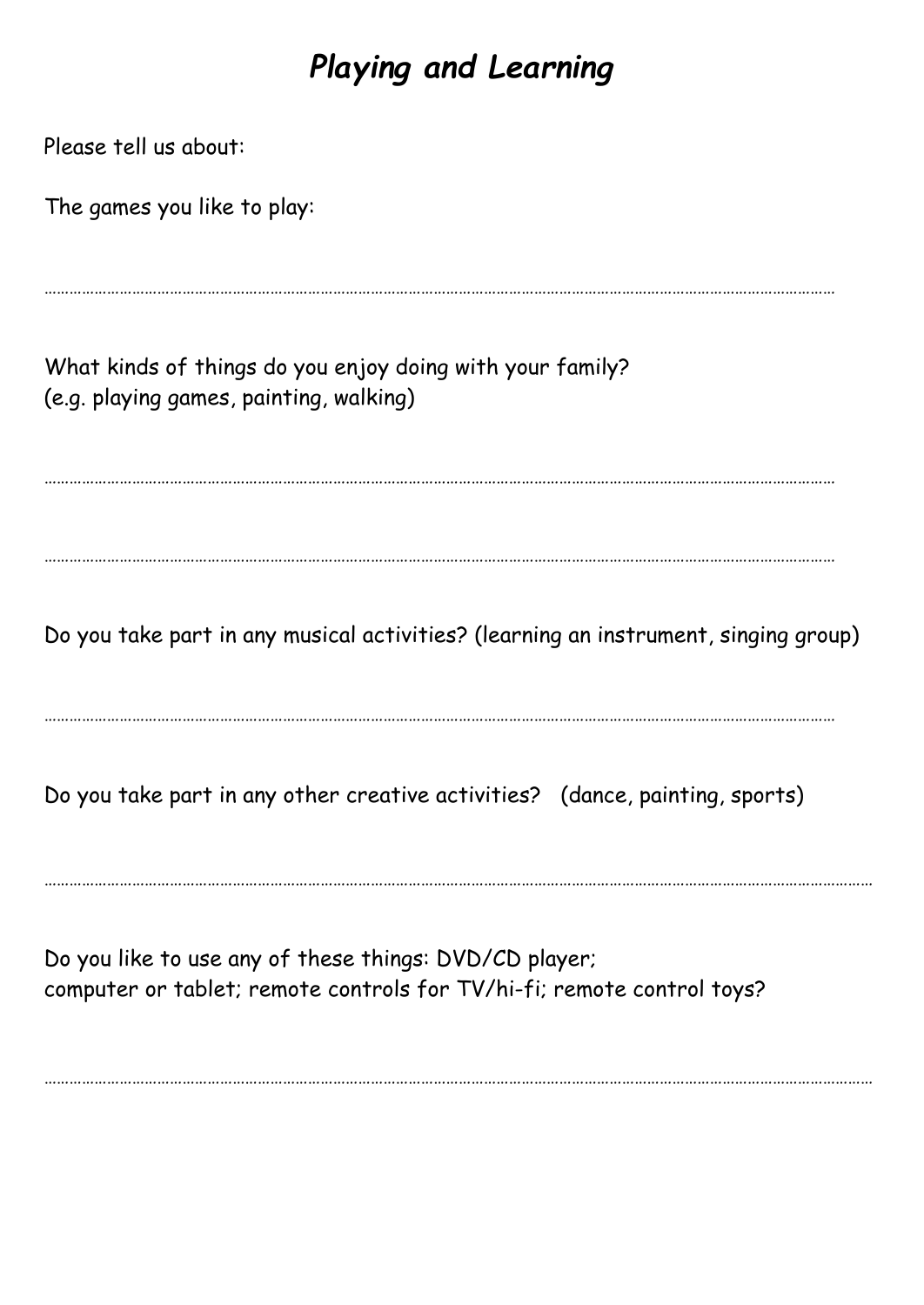# *Playing and Learning*

Please tell us about:

The games you like to play:

……………………………………………………………………………………………………………………………………………………………

What kinds of things do you enjoy doing with your family?
(e.g. playing games, painting, walking)

……………………………………………………………………………………………………………………………………………………………

……………………………………………………………………………………………………………………………………………………………

Do you take part in any musical activities? (learning an instrument, singing group)

……………………………………………………………………………………………………………………………………………………………

Do you take part in any other creative activities? (dance, painting, sports)

……………………………………………………………………………………………………………………………………………………………

Do you like to use any of these things: DVD/CD player;
computer or tablet; remote controls for TV/hi-fi; remote control toys?

……………………………………………………………………………………………………………………………………………………………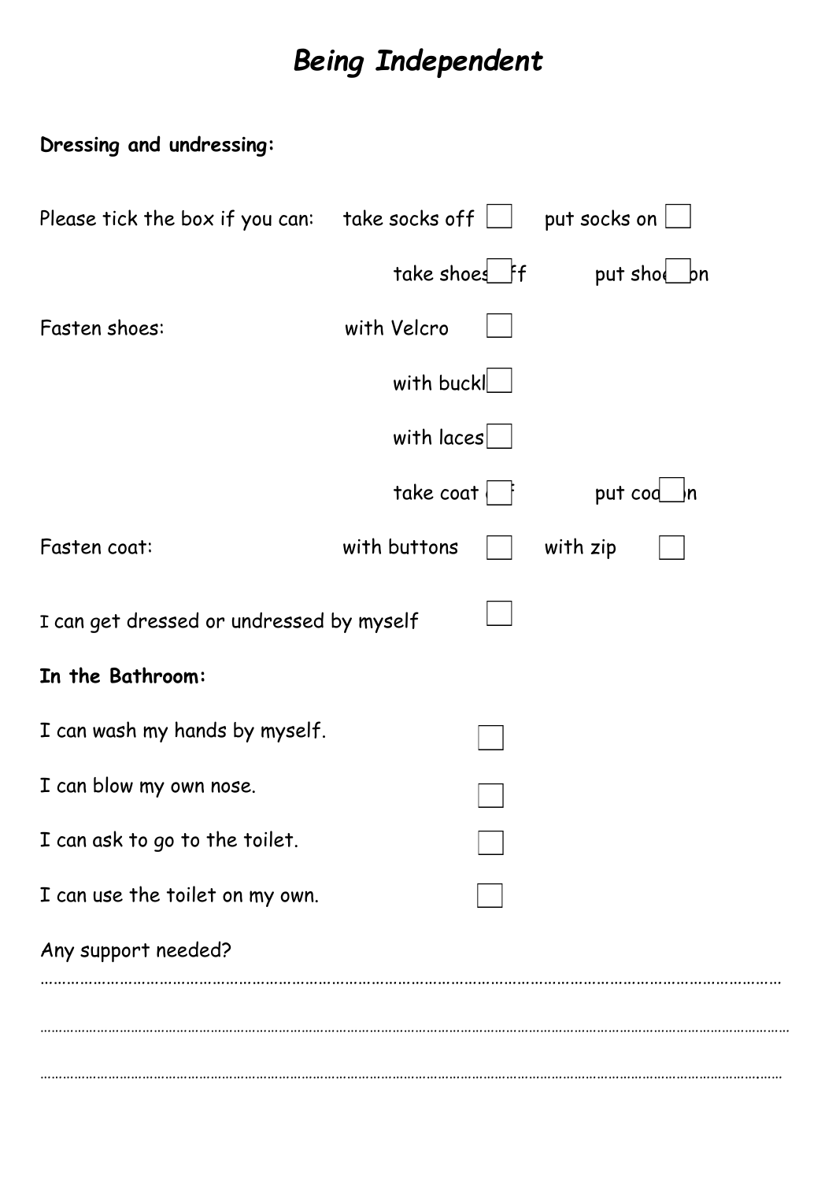# *Being Independent*

**Dressing and undressing:**

Please tick the box if you can: take socks off ☐ put socks on ☐

take shoes off ☐ put shoes on ☐

Fasten shoes: with Velcro ☐

with buckle ☐

with laces ☐

take coat off ☐ put coat on ☐

Fasten coat: with buttons ☐ with zip ☐

I can get dressed or undressed by myself ☐

**In the Bathroom:**

I can wash my hands by myself. ☐

I can blow my own nose. ☐

I can ask to go to the toilet. ☐

I can use the toilet on my own. ☐

Any support needed?

…………………………………………………………………………………………………………………………………………

…………………………………………………………………………………………………………………………………………

…………………………………………………………………………………………………………………………………………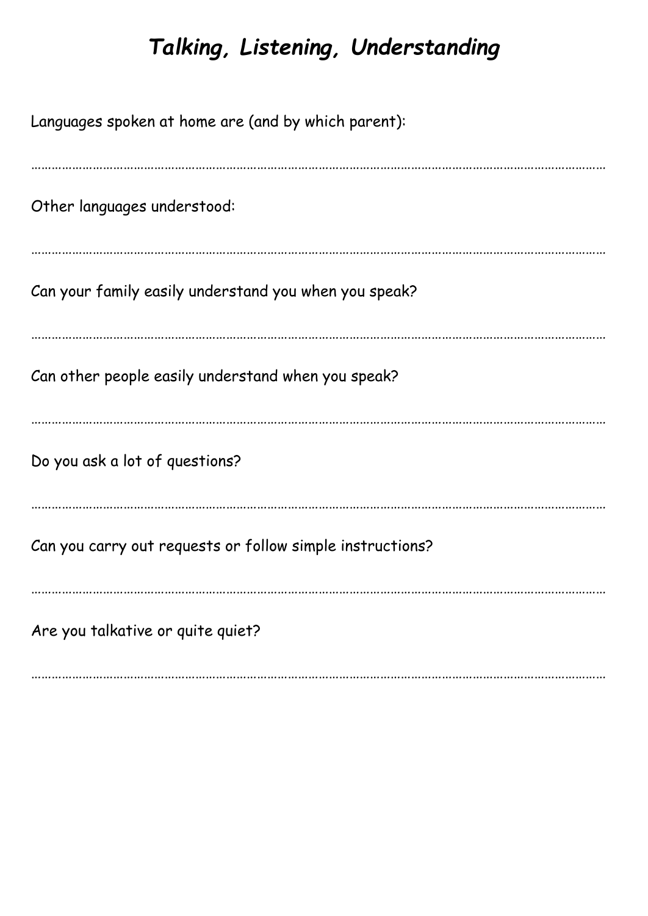# *Talking, Listening, Understanding*

Languages spoken at home are (and by which parent):

……………………………………………………………………………………………………………………………………………

Other languages understood:

……………………………………………………………………………………………………………………………………………

Can your family easily understand you when you speak?

……………………………………………………………………………………………………………………………………………

Can other people easily understand when you speak?

……………………………………………………………………………………………………………………………………………

Do you ask a lot of questions?

……………………………………………………………………………………………………………………………………………

Can you carry out requests or follow simple instructions?

……………………………………………………………………………………………………………………………………………

Are you talkative or quite quiet?

……………………………………………………………………………………………………………………………………………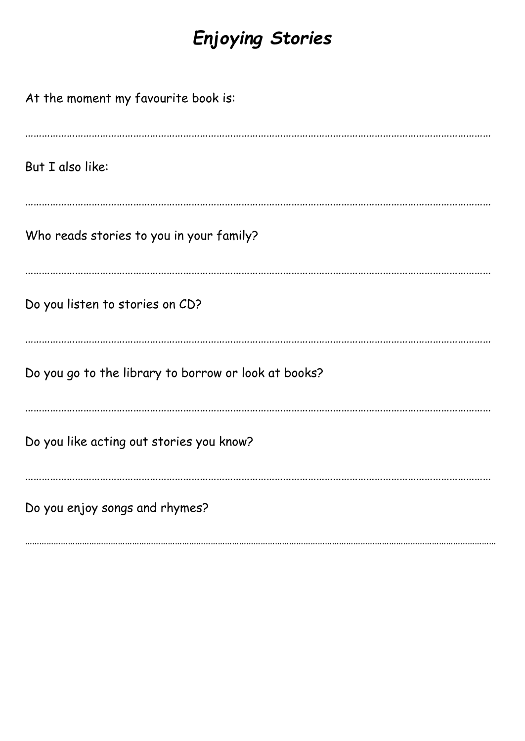# *Enjoying Stories*

At the moment my favourite book is:

…………………………………………………………………………………………………………………………………………………

But I also like:

…………………………………………………………………………………………………………………………………………………

Who reads stories to you in your family?

…………………………………………………………………………………………………………………………………………………

Do you listen to stories on CD?

…………………………………………………………………………………………………………………………………………………

Do you go to the library to borrow or look at books?

…………………………………………………………………………………………………………………………………………………

Do you like acting out stories you know?

…………………………………………………………………………………………………………………………………………………

Do you enjoy songs and rhymes?

…………………………………………………………………………………………………………………………………………………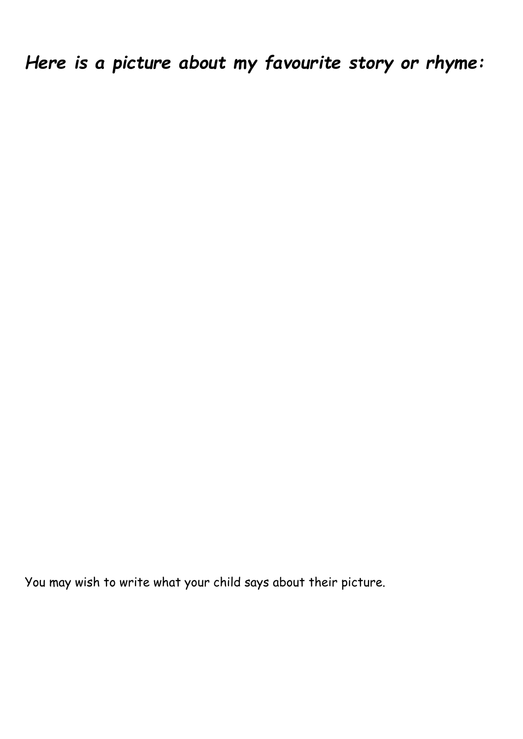***Here is a picture about my favourite story or rhyme:***

You may wish to write what your child says about their picture.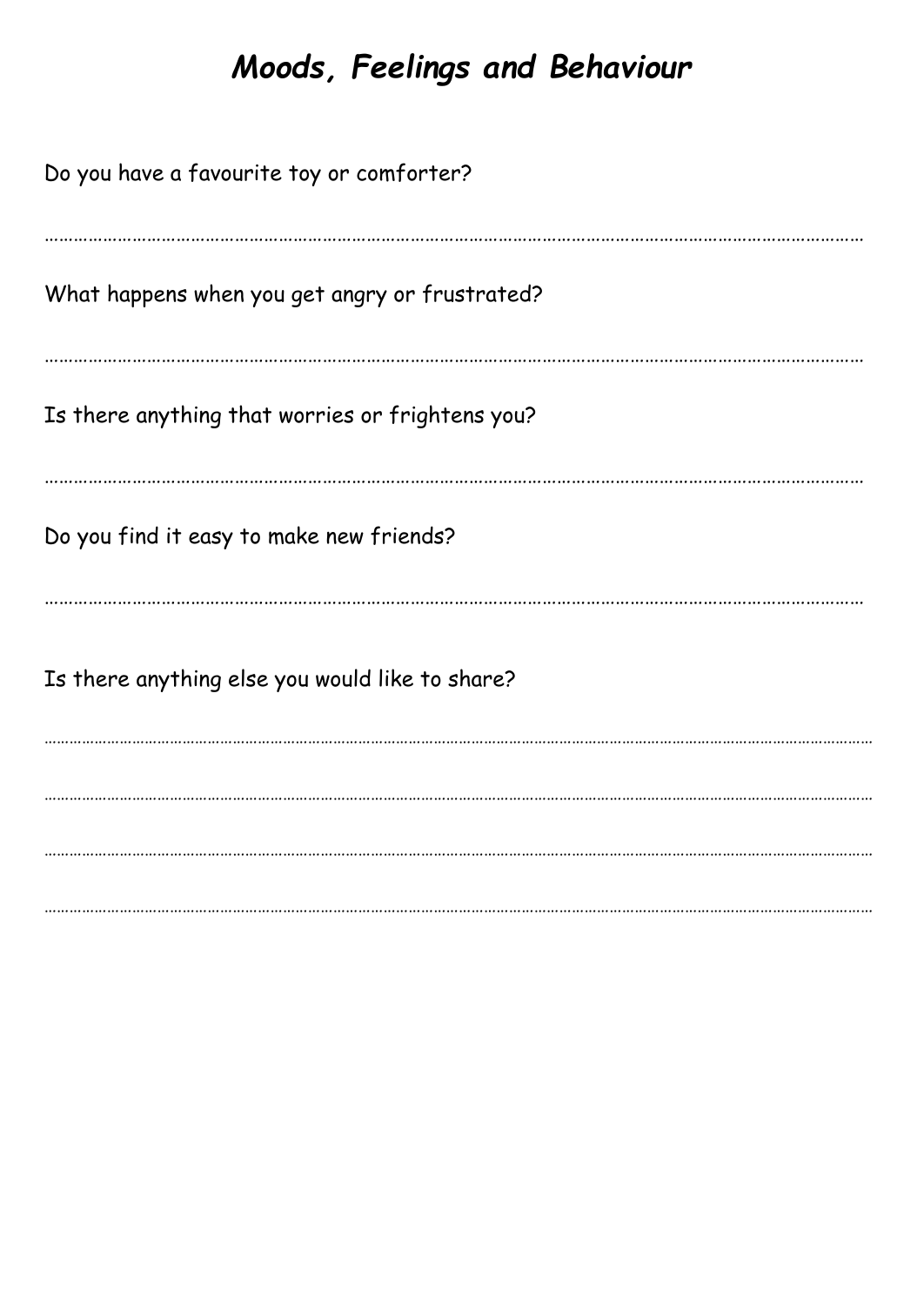# ***Moods, Feelings and Behaviour***

Do you have a favourite toy or comforter?

……………………………………………………………………………………………………………………………………………

What happens when you get angry or frustrated?

……………………………………………………………………………………………………………………………………………

Is there anything that worries or frightens you?

……………………………………………………………………………………………………………………………………………

Do you find it easy to make new friends?

……………………………………………………………………………………………………………………………………………

Is there anything else you would like to share?

……………………………………………………………………………………………………………………………………………

……………………………………………………………………………………………………………………………………………

……………………………………………………………………………………………………………………………………………

……………………………………………………………………………………………………………………………………………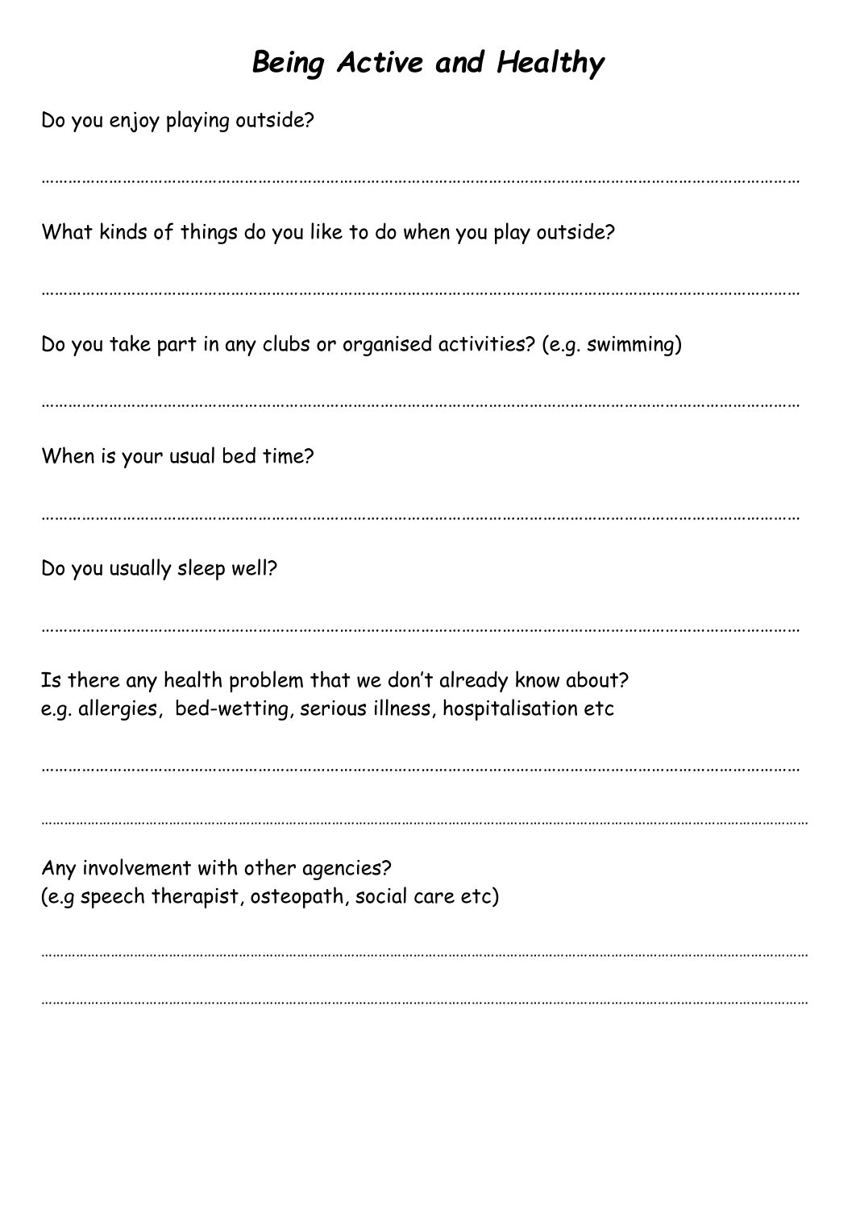# *Being Active and Healthy*

Do you enjoy playing outside?

…………………………………………………………………………………………………………………………………………

What kinds of things do you like to do when you play outside?

…………………………………………………………………………………………………………………………………………

Do you take part in any clubs or organised activities? (e.g. swimming)

…………………………………………………………………………………………………………………………………………

When is your usual bed time?

…………………………………………………………………………………………………………………………………………

Do you usually sleep well?

…………………………………………………………………………………………………………………………………………

Is there any health problem that we don't already know about?
e.g. allergies, bed-wetting, serious illness, hospitalisation etc

…………………………………………………………………………………………………………………………………………

…………………………………………………………………………………………………………………………………………

Any involvement with other agencies?
(e.g speech therapist, osteopath, social care etc)

…………………………………………………………………………………………………………………………………………

…………………………………………………………………………………………………………………………………………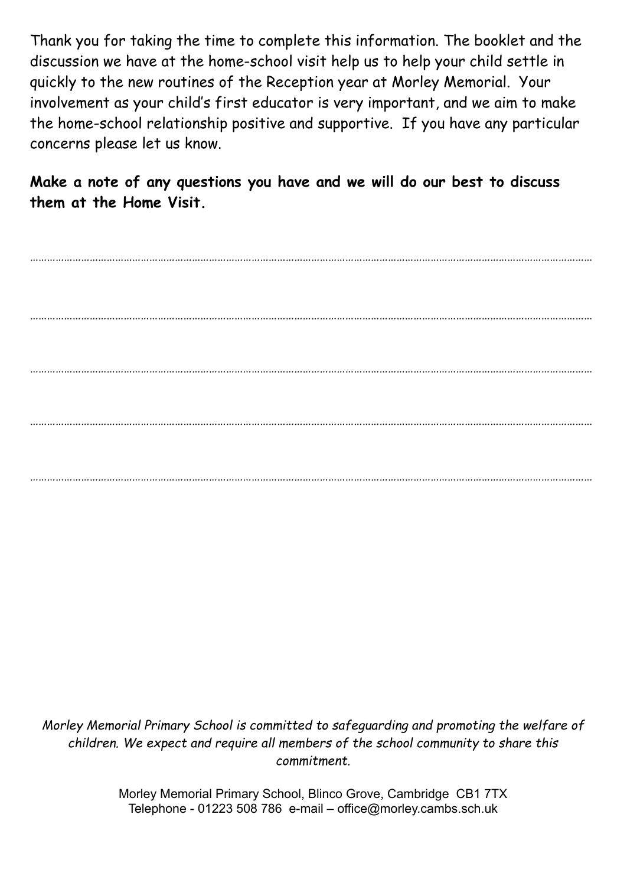Thank you for taking the time to complete this information. The booklet and the discussion we have at the home-school visit help us to help your child settle in quickly to the new routines of the Reception year at Morley Memorial. Your involvement as your child's first educator is very important, and we aim to make the home-school relationship positive and supportive. If you have any particular concerns please let us know.

**Make a note of any questions you have and we will do our best to discuss them at the Home Visit.**

……………………………………………………………………………………………………………………………………………………………

……………………………………………………………………………………………………………………………………………………………

……………………………………………………………………………………………………………………………………………………………

……………………………………………………………………………………………………………………………………………………………

……………………………………………………………………………………………………………………………………………………………

*Morley Memorial Primary School is committed to safeguarding and promoting the welfare of children. We expect and require all members of the school community to share this commitment.*

Morley Memorial Primary School, Blinco Grove, Cambridge CB1 7TX
Telephone - 01223 508 786 e-mail – office@morley.cambs.sch.uk